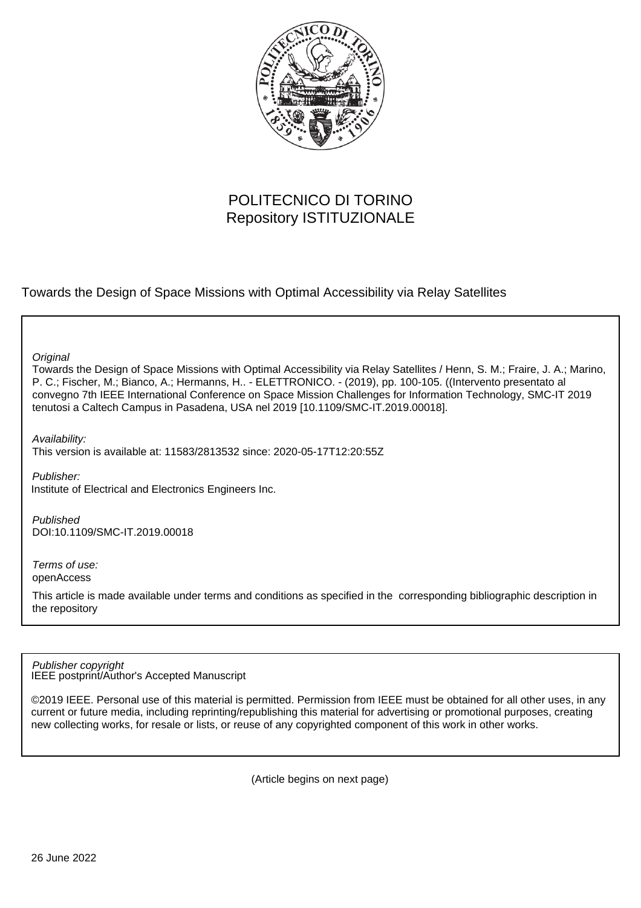POLITECNICO DI TORINO
Repository ISTITUZIONALE

Towards the Design of Space Missions with Optimal Accessibility via Relay Satellites

*Original*

Towards the Design of Space Missions with Optimal Accessibility via Relay Satellites / Henn, S. M.; Fraire, J. A.; Marino, P. C.; Fischer, M.; Bianco, A.; Hermanns, H.. - ELETTRONICO. - (2019), pp. 100-105. ((Intervento presentato al convegno 7th IEEE International Conference on Space Mission Challenges for Information Technology, SMC-IT 2019 tenutosi a Caltech Campus in Pasadena, USA nel 2019 [10.1109/SMC-IT.2019.00018].

*Availability:*

This version is available at: 11583/2813532 since: 2020-05-17T12:20:55Z

*Publisher:*

Institute of Electrical and Electronics Engineers Inc.

*Published*

DOI:10.1109/SMC-IT.2019.00018

*Terms of use:*

openAccess

This article is made available under terms and conditions as specified in the corresponding bibliographic description in the repository

*Publisher copyright*

IEEE postprint/Author's Accepted Manuscript

©2019 IEEE. Personal use of this material is permitted. Permission from IEEE must be obtained for all other uses, in any current or future media, including reprinting/republishing this material for advertising or promotional purposes, creating new collecting works, for resale or lists, or reuse of any copyrighted component of this work in other works.

(Article begins on next page)

26 June 2022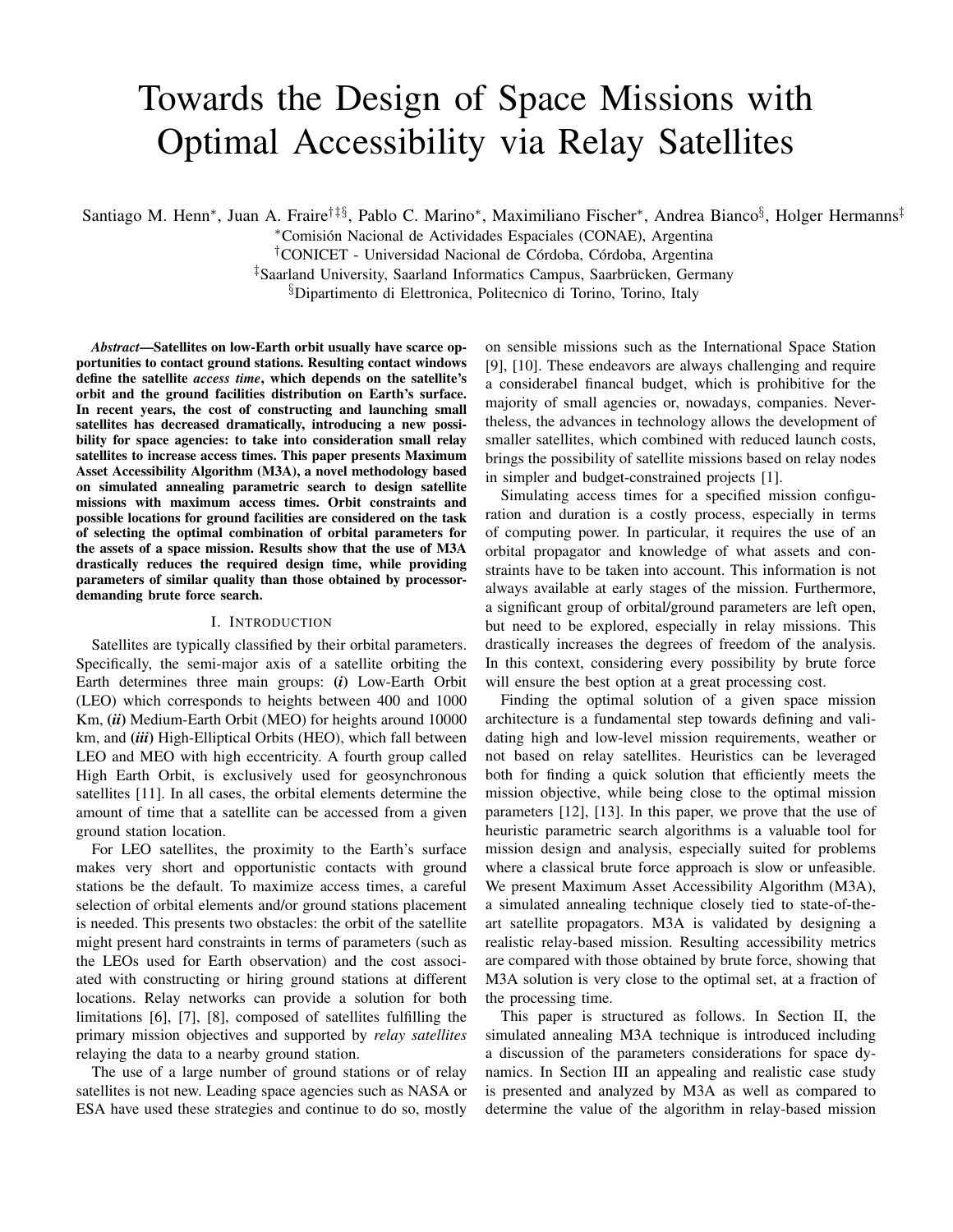# Towards the Design of Space Missions with Optimal Accessibility via Relay Satellites

Santiago M. Henn*, Juan A. Fraire†‡§, Pablo C. Marino*, Maximiliano Fischer*, Andrea Bianco§, Holger Hermanns‡

*Comisión Nacional de Actividades Espaciales (CONAE), Argentina

†CONICET - Universidad Nacional de Córdoba, Córdoba, Argentina

‡Saarland University, Saarland Informatics Campus, Saarbrücken, Germany

§Dipartimento di Elettronica, Politecnico di Torino, Torino, Italy

***Abstract*—Satellites on low-Earth orbit usually have scarce opportunities to contact ground stations. Resulting contact windows define the satellite *access time*, which depends on the satellite's orbit and the ground facilities distribution on Earth's surface. In recent years, the cost of constructing and launching small satellites has decreased dramatically, introducing a new possibility for space agencies: to take into consideration small relay satellites to increase access times. This paper presents Maximum Asset Accessibility Algorithm (M3A), a novel methodology based on simulated annealing parametric search to design satellite missions with maximum access times. Orbit constraints and possible locations for ground facilities are considered on the task of selecting the optimal combination of orbital parameters for the assets of a space mission. Results show that the use of M3A drastically reduces the required design time, while providing parameters of similar quality than those obtained by processor-demanding brute force search.**

## I. Introduction

Satellites are typically classified by their orbital parameters. Specifically, the semi-major axis of a satellite orbiting the Earth determines three main groups: ***(i)*** Low-Earth Orbit (LEO) which corresponds to heights between 400 and 1000 Km, ***(ii)*** Medium-Earth Orbit (MEO) for heights around 10000 km, and ***(iii)*** High-Elliptical Orbits (HEO), which fall between LEO and MEO with high eccentricity. A fourth group called High Earth Orbit, is exclusively used for geosynchronous satellites [11]. In all cases, the orbital elements determine the amount of time that a satellite can be accessed from a given ground station location.

For LEO satellites, the proximity to the Earth's surface makes very short and opportunistic contacts with ground stations be the default. To maximize access times, a careful selection of orbital elements and/or ground stations placement is needed. This presents two obstacles: the orbit of the satellite might present hard constraints in terms of parameters (such as the LEOs used for Earth observation) and the cost associated with constructing or hiring ground stations at different locations. Relay networks can provide a solution for both limitations [6], [7], [8], composed of satellites fulfilling the primary mission objectives and supported by *relay satellites* relaying the data to a nearby ground station.

The use of a large number of ground stations or of relay satellites is not new. Leading space agencies such as NASA or ESA have used these strategies and continue to do so, mostly on sensible missions such as the International Space Station [9], [10]. These endeavors are always challenging and require a considerabel financal budget, which is prohibitive for the majority of small agencies or, nowadays, companies. Nevertheless, the advances in technology allows the development of smaller satellites, which combined with reduced launch costs, brings the possibility of satellite missions based on relay nodes in simpler and budget-constrained projects [1].

Simulating access times for a specified mission configuration and duration is a costly process, especially in terms of computing power. In particular, it requires the use of an orbital propagator and knowledge of what assets and constraints have to be taken into account. This information is not always available at early stages of the mission. Furthermore, a significant group of orbital/ground parameters are left open, but need to be explored, especially in relay missions. This drastically increases the degrees of freedom of the analysis. In this context, considering every possibility by brute force will ensure the best option at a great processing cost.

Finding the optimal solution of a given space mission architecture is a fundamental step towards defining and validating high and low-level mission requirements, weather or not based on relay satellites. Heuristics can be leveraged both for finding a quick solution that efficiently meets the mission objective, while being close to the optimal mission parameters [12], [13]. In this paper, we prove that the use of heuristic parametric search algorithms is a valuable tool for mission design and analysis, especially suited for problems where a classical brute force approach is slow or unfeasible. We present Maximum Asset Accessibility Algorithm (M3A), a simulated annealing technique closely tied to state-of-the-art satellite propagators. M3A is validated by designing a realistic relay-based mission. Resulting accessibility metrics are compared with those obtained by brute force, showing that M3A solution is very close to the optimal set, at a fraction of the processing time.

This paper is structured as follows. In Section II, the simulated annealing M3A technique is introduced including a discussion of the parameters considerations for space dynamics. In Section III an appealing and realistic case study is presented and analyzed by M3A as well as compared to determine the value of the algorithm in relay-based mission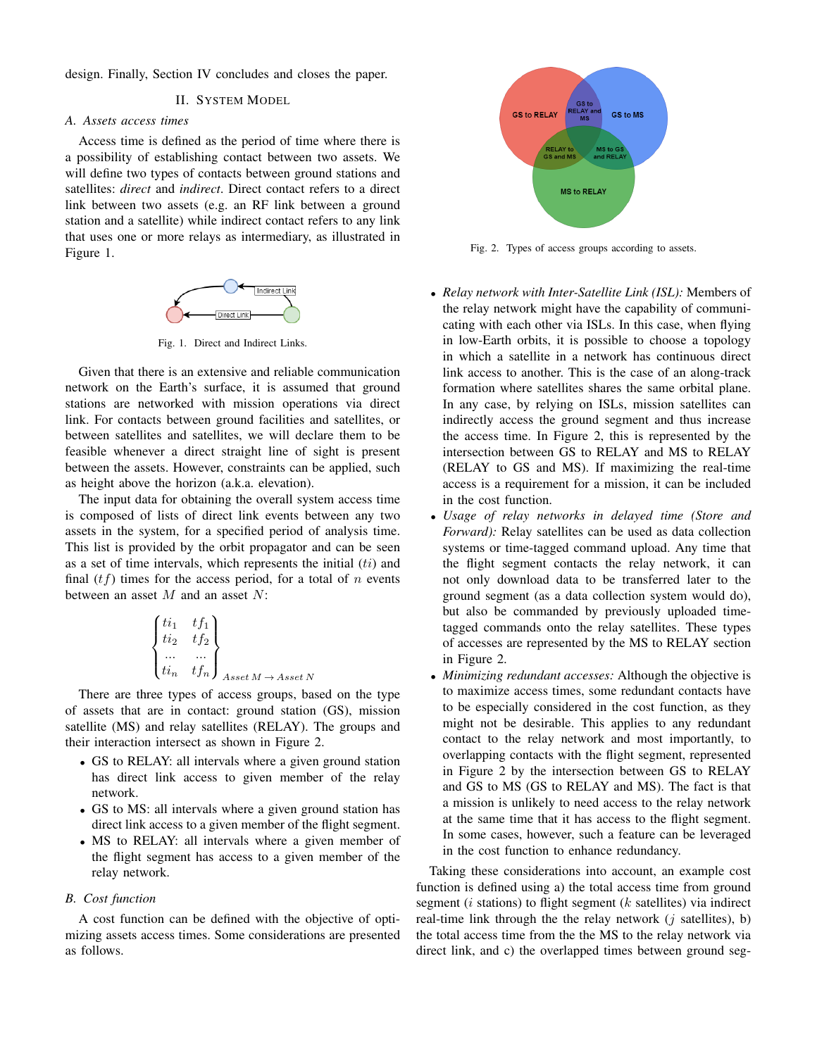design. Finally, Section IV concludes and closes the paper.

## II. System Model

### A. Assets access times

Access time is defined as the period of time where there is a possibility of establishing contact between two assets. We will define two types of contacts between ground stations and satellites: *direct* and *indirect*. Direct contact refers to a direct link between two assets (e.g. an RF link between a ground station and a satellite) while indirect contact refers to any link that uses one or more relays as intermediary, as illustrated in Figure 1.

Indirect Link

Direct Link

Fig. 1. Direct and Indirect Links.

Given that there is an extensive and reliable communication network on the Earth's surface, it is assumed that ground stations are networked with mission operations via direct link. For contacts between ground facilities and satellites, or between satellites and satellites, we will declare them to be feasible whenever a direct straight line of sight is present between the assets. However, constraints can be applied, such as height above the horizon (a.k.a. elevation).

The input data for obtaining the overall system access time is composed of lists of direct link events between any two assets in the system, for a specified period of analysis time. This list is provided by the orbit propagator and can be seen as a set of time intervals, which represents the initial ($ti$) and final ($tf$) times for the access period, for a total of $n$ events between an asset $M$ and an asset $N$:

$$\begin{Bmatrix} ti_1 & tf_1 \\ ti_2 & tf_2 \\ ... & ... \\ ti_n & tf_n \end{Bmatrix}_{Asset\ M \rightarrow Asset\ N}$$

There are three types of access groups, based on the type of assets that are in contact: ground station (GS), mission satellite (MS) and relay satellites (RELAY). The groups and their interaction intersect as shown in Figure 2.

- GS to RELAY: all intervals where a given ground station has direct link access to given member of the relay network.
- GS to MS: all intervals where a given ground station has direct link access to a given member of the flight segment.
- MS to RELAY: all intervals where a given member of the flight segment has access to a given member of the relay network.

### B. Cost function

A cost function can be defined with the objective of optimizing assets access times. Some considerations are presented as follows.

GS to RELAY

GS to RELAY and MS

GS to MS

RELAY to GS and MS

MS to GS and RELAY

MS to RELAY

Fig. 2. Types of access groups according to assets.

- *Relay network with Inter-Satellite Link (ISL):* Members of the relay network might have the capability of communicating with each other via ISLs. In this case, when flying in low-Earth orbits, it is possible to choose a topology in which a satellite in a network has continuous direct link access to another. This is the case of an along-track formation where satellites shares the same orbital plane. In any case, by relying on ISLs, mission satellites can indirectly access the ground segment and thus increase the access time. In Figure 2, this is represented by the intersection between GS to RELAY and MS to RELAY (RELAY to GS and MS). If maximizing the real-time access is a requirement for a mission, it can be included in the cost function.
- *Usage of relay networks in delayed time (Store and Forward):* Relay satellites can be used as data collection systems or time-tagged command upload. Any time that the flight segment contacts the relay network, it can not only download data to be transferred later to the ground segment (as a data collection system would do), but also be commanded by previously uploaded time-tagged commands onto the relay satellites. These types of accesses are represented by the MS to RELAY section in Figure 2.
- *Minimizing redundant accesses:* Although the objective is to maximize access times, some redundant contacts have to be especially considered in the cost function, as they might not be desirable. This applies to any redundant contact to the relay network and most importantly, to overlapping contacts with the flight segment, represented in Figure 2 by the intersection between GS to RELAY and GS to MS (GS to RELAY and MS). The fact is that a mission is unlikely to need access to the relay network at the same time that it has access to the flight segment. In some cases, however, such a feature can be leveraged in the cost function to enhance redundancy.

Taking these considerations into account, an example cost function is defined using a) the total access time from ground segment ($i$ stations) to flight segment ($k$ satellites) via indirect real-time link through the the relay network ($j$ satellites), b) the total access time from the the MS to the relay network via direct link, and c) the overlapped times between ground seg-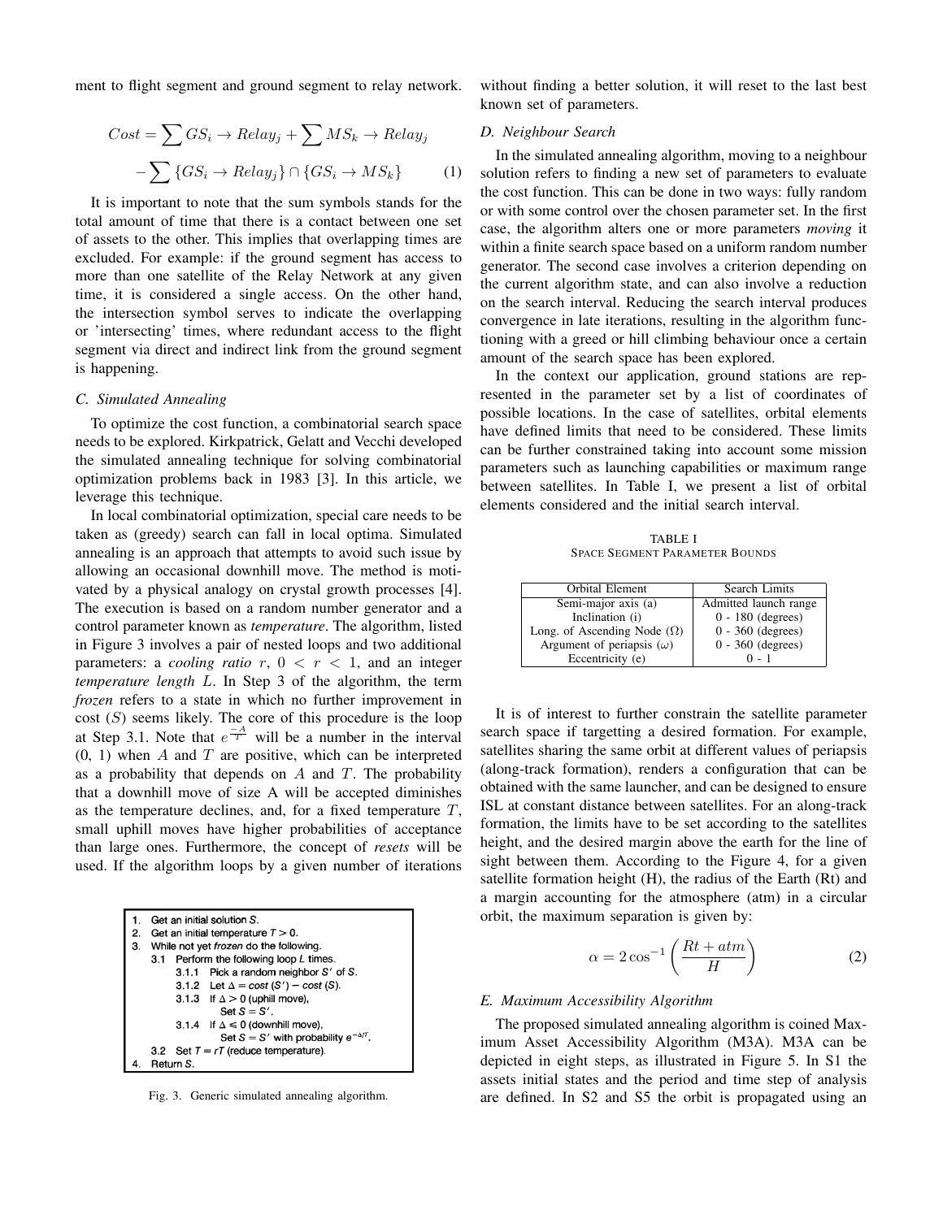ment to flight segment and ground segment to relay network.

$$Cost = \sum GS_i \rightarrow Relay_j + \sum MS_k \rightarrow Relay_j - \sum \{GS_i \rightarrow Relay_j\} \cap \{GS_i \rightarrow MS_k\} \quad (1)$$

It is important to note that the sum symbols stands for the total amount of time that there is a contact between one set of assets to the other. This implies that overlapping times are excluded. For example: if the ground segment has access to more than one satellite of the Relay Network at any given time, it is considered a single access. On the other hand, the intersection symbol serves to indicate the overlapping or 'intersecting' times, where redundant access to the flight segment via direct and indirect link from the ground segment is happening.

### C. Simulated Annealing

To optimize the cost function, a combinatorial search space needs to be explored. Kirkpatrick, Gelatt and Vecchi developed the simulated annealing technique for solving combinatorial optimization problems back in 1983 [3]. In this article, we leverage this technique.

In local combinatorial optimization, special care needs to be taken as (greedy) search can fall in local optima. Simulated annealing is an approach that attempts to avoid such issue by allowing an occasional downhill move. The method is motivated by a physical analogy on crystal growth processes [4]. The execution is based on a random number generator and a control parameter known as *temperature*. The algorithm, listed in Figure 3 involves a pair of nested loops and two additional parameters: a *cooling ratio* $r$, $0 < r < 1$, and an integer *temperature length* $L$. In Step 3 of the algorithm, the term *frozen* refers to a state in which no further improvement in cost ($S$) seems likely. The core of this procedure is the loop at Step 3.1. Note that $e^{\frac{-A}{T}}$ will be a number in the interval (0, 1) when $A$ and $T$ are positive, which can be interpreted as a probability that depends on $A$ and $T$. The probability that a downhill move of size A will be accepted diminishes as the temperature declines, and, for a fixed temperature $T$, small uphill moves have higher probabilities of acceptance than large ones. Furthermore, the concept of *resets* will be used. If the algorithm loops by a given number of iterations

```
1. Get an initial solution S.
2. Get an initial temperature T > 0.
3. While not yet frozen do the following.
   3.1 Perform the following loop L times.
       3.1.1 Pick a random neighbor S' of S.
       3.1.2 Let Δ = cost (S') − cost (S).
       3.1.3 If Δ > 0 (uphill move),
             Set S = S'.
       3.1.4 If Δ ≤ 0 (downhill move),
             Set S = S' with probability e^{-Δ/T}.
   3.2 Set T = rT (reduce temperature).
4. Return S.
```

Fig. 3. Generic simulated annealing algorithm.

without finding a better solution, it will reset to the last best known set of parameters.

### D. Neighbour Search

In the simulated annealing algorithm, moving to a neighbour solution refers to finding a new set of parameters to evaluate the cost function. This can be done in two ways: fully random or with some control over the chosen parameter set. In the first case, the algorithm alters one or more parameters *moving* it within a finite search space based on a uniform random number generator. The second case involves a criterion depending on the current algorithm state, and can also involve a reduction on the search interval. Reducing the search interval produces convergence in late iterations, resulting in the algorithm functioning with a greed or hill climbing behaviour once a certain amount of the search space has been explored.

In the context our application, ground stations are represented in the parameter set by a list of coordinates of possible locations. In the case of satellites, orbital elements have defined limits that need to be considered. These limits can be further constrained taking into account some mission parameters such as launching capabilities or maximum range between satellites. In Table I, we present a list of orbital elements considered and the initial search interval.

TABLE I
SPACE SEGMENT PARAMETER BOUNDS

| Orbital Element | Search Limits |
|---|---|
| Semi-major axis (a) | Admitted launch range |
| Inclination (i) | 0 - 180 (degrees) |
| Long. of Ascending Node ($\Omega$) | 0 - 360 (degrees) |
| Argument of periapsis ($\omega$) | 0 - 360 (degrees) |
| Eccentricity (e) | 0 - 1 |

It is of interest to further constrain the satellite parameter search space if targetting a desired formation. For example, satellites sharing the same orbit at different values of periapsis (along-track formation), renders a configuration that can be obtained with the same launcher, and can be designed to ensure ISL at constant distance between satellites. For an along-track formation, the limits have to be set according to the satellites height, and the desired margin above the earth for the line of sight between them. According to the Figure 4, for a given satellite formation height (H), the radius of the Earth (Rt) and a margin accounting for the atmosphere (atm) in a circular orbit, the maximum separation is given by:

$$\alpha = 2\cos^{-1}\left(\frac{Rt + atm}{H}\right) \quad (2)$$

### E. Maximum Accessibility Algorithm

The proposed simulated annealing algorithm is coined Maximum Asset Accessibility Algorithm (M3A). M3A can be depicted in eight steps, as illustrated in Figure 5. In S1 the assets initial states and the period and time step of analysis are defined. In S2 and S5 the orbit is propagated using an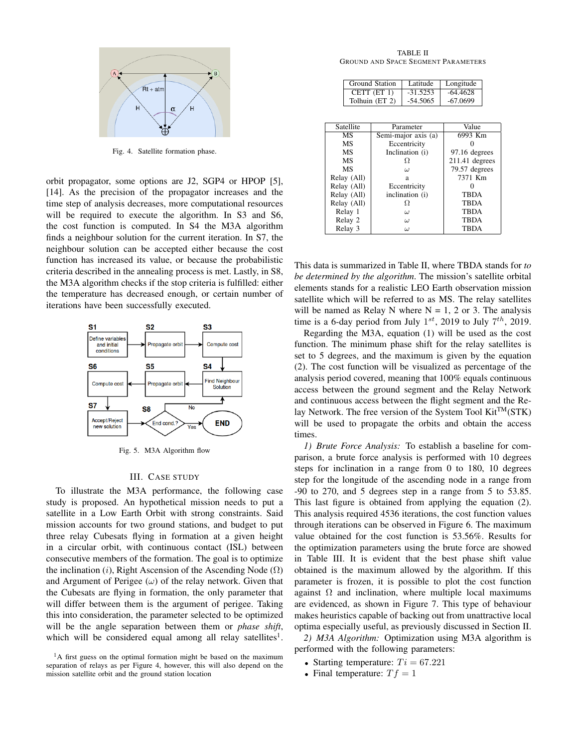A
B
Rt + atm
H
H
α

Fig. 4. Satellite formation phase.

orbit propagator, some options are J2, SGP4 or HPOP [5], [14]. As the precision of the propagator increases and the time step of analysis decreases, more computational resources will be required to execute the algorithm. In S3 and S6, the cost function is computed. In S4 the M3A algorithm finds a neighbour solution for the current iteration. In S7, the neighbour solution can be accepted either because the cost function has increased its value, or because the probabilistic criteria described in the annealing process is met. Lastly, in S8, the M3A algorithm checks if the stop criteria is fulfilled: either the temperature has decreased enough, or certain number of iterations have been successfully executed.

S1
Define variables and initial conditions
S2
Propagate orbit
S3
Compute cost
S6
Compute cost
S5
Propagate orbit
S4
Find Neighbour Solution
S7
Accept/Reject new solution
S8
End cond.?
No
Yes
END

Fig. 5. M3A Algorithm flow

## III. Case Study

To illustrate the M3A performance, the following case study is proposed. An hypothetical mission needs to put a satellite in a Low Earth Orbit with strong constraints. Said mission accounts for two ground stations, and budget to put three relay Cubesats flying in formation at a given height in a circular orbit, with continuous contact (ISL) between consecutive members of the formation. The goal is to optimize the inclination ($i$), Right Ascension of the Ascending Node ($\Omega$) and Argument of Perigee ($\omega$) of the relay network. Given that the Cubesats are flying in formation, the only parameter that will differ between them is the argument of perigee. Taking this into consideration, the parameter selected to be optimized will be the angle separation between them or *phase shift*, which will be considered equal among all relay satellites[1].

[1]A first guess on the optimal formation might be based on the maximum separation of relays as per Figure 4, however, this will also depend on the mission satellite orbit and the ground station location

TABLE II
Ground and Space Segment Parameters

| Ground Station | Latitude | Longitude |
|---|---|---|
| CETT (ET 1) | -31.5253 | -64.4628 |
| Tolhuin (ET 2) | -54.5065 | -67.0699 |

| Satellite | Parameter | Value |
|---|---|---|
| MS | Semi-major axis (a) | 6993 Km |
| MS | Eccentricity | 0 |
| MS | Inclination (i) | 97.16 degrees |
| MS | $\Omega$ | 211.41 degrees |
| MS | $\omega$ | 79.57 degrees |
| Relay (All) | a | 7371 Km |
| Relay (All) | Eccentricity | 0 |
| Relay (All) | inclination (i) | TBDA |
| Relay (All) | $\Omega$ | TBDA |
| Relay 1 | $\omega$ | TBDA |
| Relay 2 | $\omega$ | TBDA |
| Relay 3 | $\omega$ | TBDA |

This data is summarized in Table II, where TBDA stands for *to be determined by the algorithm*. The mission's satellite orbital elements stands for a realistic LEO Earth observation mission satellite which will be referred to as MS. The relay satellites will be named as Relay N where N = 1, 2 or 3. The analysis time is a 6-day period from July $1^{st}$, 2019 to July $7^{th}$, 2019.

Regarding the M3A, equation (1) will be used as the cost function. The minimum phase shift for the relay satellites is set to 5 degrees, and the maximum is given by the equation (2). The cost function will be visualized as percentage of the analysis period covered, meaning that 100% equals continuous access between the ground segment and the Relay Network and continuous access between the flight segment and the Relay Network. The free version of the System Tool Kit$^{\text{TM}}$(STK) will be used to propagate the orbits and obtain the access times.

*1) Brute Force Analysis:* To establish a baseline for comparison, a brute force analysis is performed with 10 degrees steps for inclination in a range from 0 to 180, 10 degrees step for the longitude of the ascending node in a range from -90 to 270, and 5 degrees step in a range from 5 to 53.85. This last figure is obtained from applying the equation (2). This analysis required 4536 iterations, the cost function values through iterations can be observed in Figure 6. The maximum value obtained for the cost function is 53.56%. Results for the optimization parameters using the brute force are showed in Table III. It is evident that the best phase shift value obtained is the maximum allowed by the algorithm. If this parameter is frozen, it is possible to plot the cost function against $\Omega$ and inclination, where multiple local maximums are evidenced, as shown in Figure 7. This type of behaviour makes heuristics capable of backing out from unattractive local optima especially useful, as previously discussed in Section II.

*2) M3A Algorithm:* Optimization using M3A algorithm is performed with the following parameters:

- Starting temperature: $Ti = 67.221$
- Final temperature: $Tf = 1$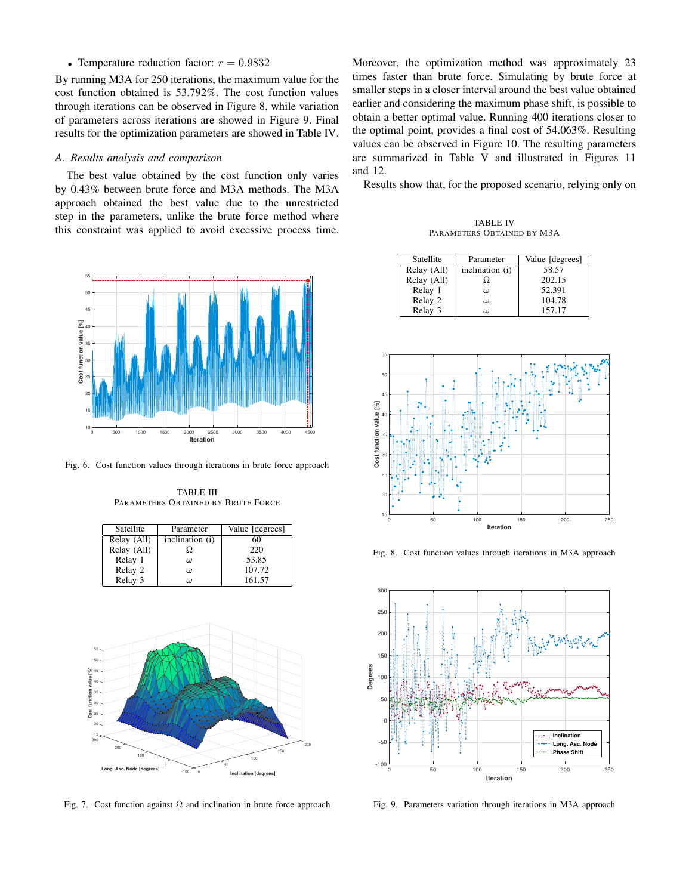- Temperature reduction factor: $r = 0.9832$

By running M3A for 250 iterations, the maximum value for the cost function obtained is 53.792%. The cost function values through iterations can be observed in Figure 8, while variation of parameters across iterations are showed in Figure 9. Final results for the optimization parameters are showed in Table IV.

### *A. Results analysis and comparison*

The best value obtained by the cost function only varies by 0.43% between brute force and M3A methods. The M3A approach obtained the best value due to the unrestricted step in the parameters, unlike the brute force method where this constraint was applied to avoid excessive process time.

Fig. 6. Cost function values through iterations in brute force approach

TABLE III
PARAMETERS OBTAINED BY BRUTE FORCE

| Satellite | Parameter | Value [degrees] |
|---|---|---|
| Relay (All) | inclination (i) | 60 |
| Relay (All) | $\Omega$ | 220 |
| Relay 1 | $\omega$ | 53.85 |
| Relay 2 | $\omega$ | 107.72 |
| Relay 3 | $\omega$ | 161.57 |

Fig. 7. Cost function against $\Omega$ and inclination in brute force approach

Moreover, the optimization method was approximately 23 times faster than brute force. Simulating by brute force at smaller steps in a closer interval around the best value obtained earlier and considering the maximum phase shift, is possible to obtain a better optimal value. Running 400 iterations closer to the optimal point, provides a final cost of 54.063%. Resulting values can be observed in Figure 10. The resulting parameters are summarized in Table V and illustrated in Figures 11 and 12.

Results show that, for the proposed scenario, relying only on

TABLE IV
PARAMETERS OBTAINED BY M3A

| Satellite | Parameter | Value [degrees] |
|---|---|---|
| Relay (All) | inclination (i) | 58.57 |
| Relay (All) | $\Omega$ | 202.15 |
| Relay 1 | $\omega$ | 52.391 |
| Relay 2 | $\omega$ | 104.78 |
| Relay 3 | $\omega$ | 157.17 |

Fig. 8. Cost function values through iterations in M3A approach

Fig. 9. Parameters variation through iterations in M3A approach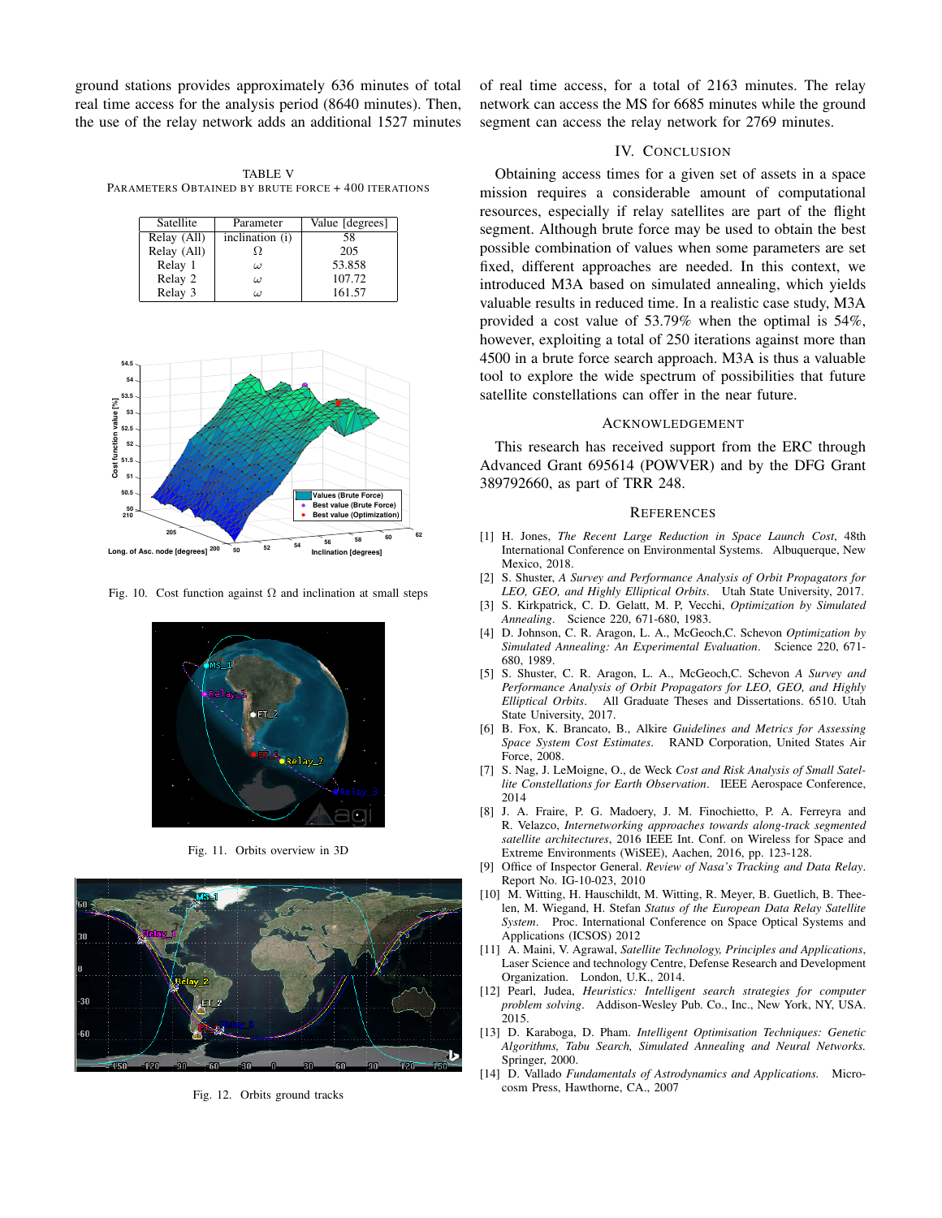ground stations provides approximately 636 minutes of total real time access for the analysis period (8640 minutes). Then, the use of the relay network adds an additional 1527 minutes of real time access, for a total of 2163 minutes. The relay network can access the MS for 6685 minutes while the ground segment can access the relay network for 2769 minutes.

TABLE V
PARAMETERS OBTAINED BY BRUTE FORCE + 400 ITERATIONS

| Satellite | Parameter | Value [degrees] |
|---|---|---|
| Relay (All) | inclination (i) | 58 |
| Relay (All) | $\Omega$ | 205 |
| Relay 1 | $\omega$ | 53.858 |
| Relay 2 | $\omega$ | 107.72 |
| Relay 3 | $\omega$ | 161.57 |

Cost function value [%]
54.5
54
53.5
53
52.5
52
51.5
51
50.5
50
210
205
200
Long. of Asc. node [degrees]
50
52
54
56
58
60
62
Inclination [degrees]
Values (Brute Force)
Best value (Brute Force)
Best value (Optimization)

Fig. 10. Cost function against $\Omega$ and inclination at small steps

MS_1
Relay_1
FT_2
FT_1
Relay_2
Relay_3
agi

Fig. 11. Orbits overview in 3D

MS_1
Relay_1
Relay_2
FT_2
FT_1
Relay_3
60
30
0
-30
-60
-150
-120
-90
-60
-30
0
30
60
90
120
150

Fig. 12. Orbits ground tracks

## IV. Conclusion

Obtaining access times for a given set of assets in a space mission requires a considerable amount of computational resources, especially if relay satellites are part of the flight segment. Although brute force may be used to obtain the best possible combination of values when some parameters are set fixed, different approaches are needed. In this context, we introduced M3A based on simulated annealing, which yields valuable results in reduced time. In a realistic case study, M3A provided a cost value of 53.79% when the optimal is 54%, however, exploiting a total of 250 iterations against more than 4500 in a brute force search approach. M3A is thus a valuable tool to explore the wide spectrum of possibilities that future satellite constellations can offer in the near future.

## Acknowledgement

This research has received support from the ERC through Advanced Grant 695614 (POWVER) and by the DFG Grant 389792660, as part of TRR 248.

## References

[1] H. Jones, *The Recent Large Reduction in Space Launch Cost*, 48th International Conference on Environmental Systems. Albuquerque, New Mexico, 2018.

[2] S. Shuster, *A Survey and Performance Analysis of Orbit Propagators for LEO, GEO, and Highly Elliptical Orbits*. Utah State University, 2017.

[3] S. Kirkpatrick, C. D. Gelatt, M. P, Vecchi, *Optimization by Simulated Annealing*. Science 220, 671-680, 1983.

[4] D. Johnson, C. R. Aragon, L. A., McGeoch,C. Schevon *Optimization by Simulated Annealing: An Experimental Evaluation*. Science 220, 671-680, 1989.

[5] S. Shuster, C. R. Aragon, L. A., McGeoch,C. Schevon *A Survey and Performance Analysis of Orbit Propagators for LEO, GEO, and Highly Elliptical Orbits*. All Graduate Theses and Dissertations. 6510. Utah State University, 2017.

[6] B. Fox, K. Brancato, B., Alkire *Guidelines and Metrics for Assessing Space System Cost Estimates*. RAND Corporation, United States Air Force, 2008.

[7] S. Nag, J. LeMoigne, O., de Weck *Cost and Risk Analysis of Small Satellite Constellations for Earth Observation*. IEEE Aerospace Conference, 2014

[8] J. A. Fraire, P. G. Madoery, J. M. Finochietto, P. A. Ferreyra and R. Velazco, *Internetworking approaches towards along-track segmented satellite architectures*, 2016 IEEE Int. Conf. on Wireless for Space and Extreme Environments (WiSEE), Aachen, 2016, pp. 123-128.

[9] Office of Inspector General. *Review of Nasa's Tracking and Data Relay*. Report No. IG-10-023, 2010

[10] M. Witting, H. Hauschildt, M. Witting, R. Meyer, B. Guetlich, B. Theelen, M. Wiegand, H. Stefan *Status of the European Data Relay Satellite System*. Proc. International Conference on Space Optical Systems and Applications (ICSOS) 2012

[11] A. Maini, V. Agrawal, *Satellite Technology, Principles and Applications*, Laser Science and technology Centre, Defense Research and Development Organization. London, U.K., 2014.

[12] Pearl, Judea, *Heuristics: Intelligent search strategies for computer problem solving*. Addison-Wesley Pub. Co., Inc., New York, NY, USA. 2015.

[13] D. Karaboga, D. Pham. *Intelligent Optimisation Techniques: Genetic Algorithms, Tabu Search, Simulated Annealing and Neural Networks*. Springer, 2000.

[14] D. Vallado *Fundamentals of Astrodynamics and Applications*. Microcosm Press, Hawthorne, CA., 2007